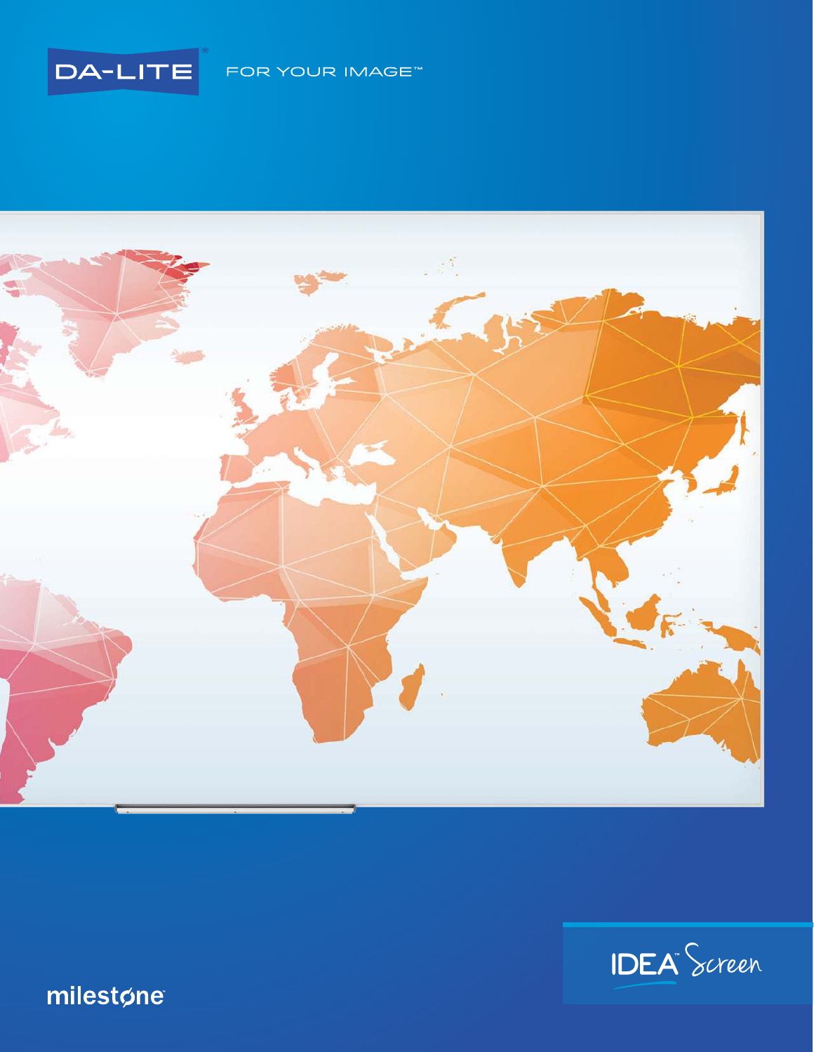DA-LITE®

FOR YOUR IMAGE™

IDEA™ Screen

milestone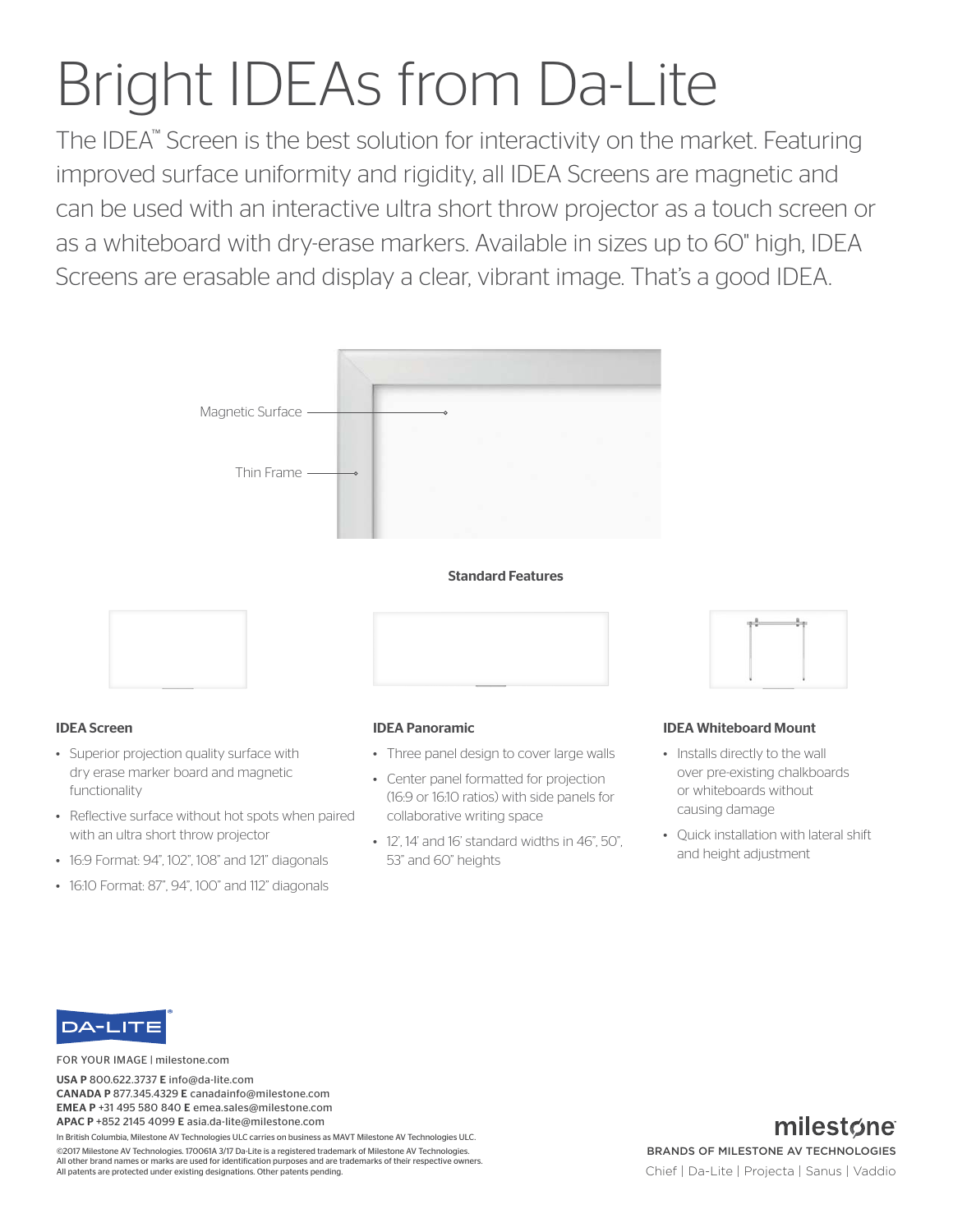# Bright IDEAs from Da-Lite

The IDEA™ Screen is the best solution for interactivity on the market. Featuring improved surface uniformity and rigidity, all IDEA Screens are magnetic and can be used with an interactive ultra short throw projector as a touch screen or as a whiteboard with dry-erase markers. Available in sizes up to 60" high, IDEA Screens are erasable and display a clear, vibrant image. That's a good IDEA.

Magnetic Surface

Thin Frame

**Standard Features**

**IDEA Screen**

- Superior projection quality surface with dry erase marker board and magnetic functionality
- Reflective surface without hot spots when paired with an ultra short throw projector
- 16:9 Format: 94", 102", 108" and 121" diagonals
- 16:10 Format: 87", 94", 100" and 112" diagonals

**IDEA Panoramic**

- Three panel design to cover large walls
- Center panel formatted for projection (16:9 or 16:10 ratios) with side panels for collaborative writing space
- 12', 14' and 16' standard widths in 46", 50", 53" and 60" heights

**IDEA Whiteboard Mount**

- Installs directly to the wall over pre-existing chalkboards or whiteboards without causing damage
- Quick installation with lateral shift and height adjustment

DA-LITE®

FOR YOUR IMAGE | milestone.com

**USA P** 800.622.3737 **E** info@da-lite.com
**CANADA P** 877.345.4329 **E** canadainfo@milestone.com
**EMEA P** +31 495 580 840 **E** emea.sales@milestone.com
**APAC P** +852 2145 4099 **E** asia.da-lite@milestone.com

In British Columbia, Milestone AV Technologies ULC carries on business as MAVT Milestone AV Technologies ULC.
©2017 Milestone AV Technologies. 170061A 3/17 Da-Lite is a registered trademark of Milestone AV Technologies.
All other brand names or marks are used for identification purposes and are trademarks of their respective owners.
All patents are protected under existing designations. Other patents pending.

milestone

BRANDS OF MILESTONE AV TECHNOLOGIES

Chief | Da-Lite | Projecta | Sanus | Vaddio